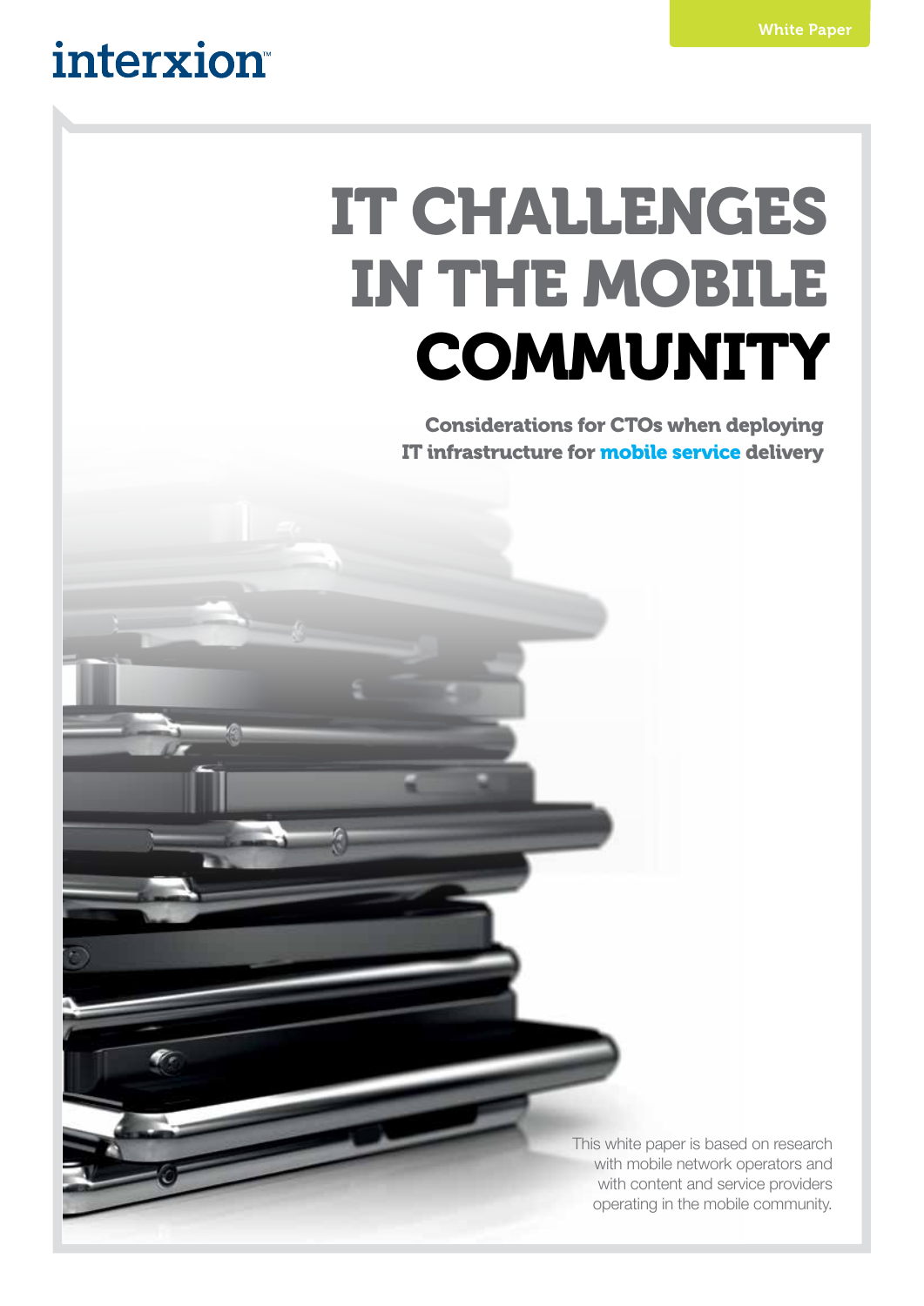interxion

White Paper

# IT CHALLENGES IN THE MOBILE COMMUNITY

## Considerations for CTOs when deploying IT infrastructure for mobile service delivery

This white paper is based on research with mobile network operators and with content and service providers operating in the mobile community.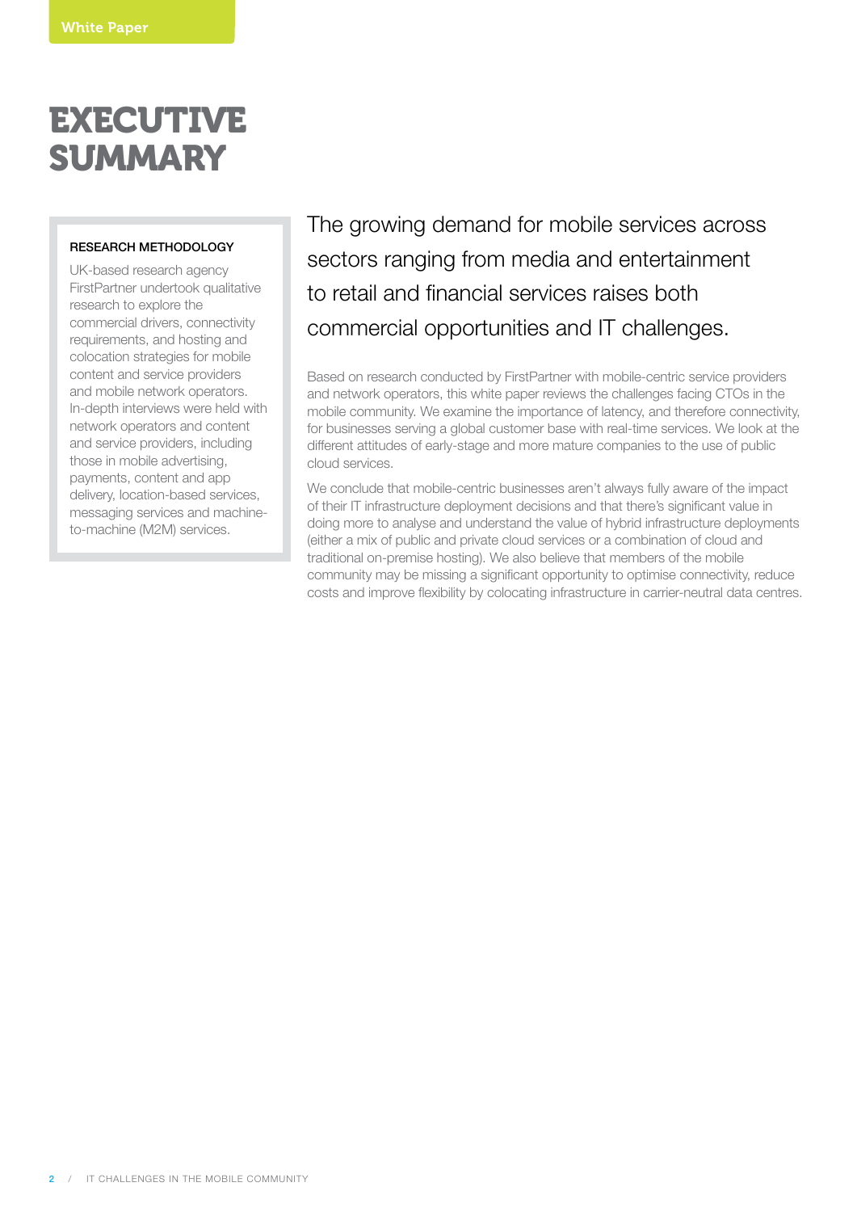# EXECUTIVE SUMMARY

**RESEARCH METHODOLOGY**

UK-based research agency FirstPartner undertook qualitative research to explore the commercial drivers, connectivity requirements, and hosting and colocation strategies for mobile content and service providers and mobile network operators. In-depth interviews were held with network operators and content and service providers, including those in mobile advertising, payments, content and app delivery, location-based services, messaging services and machine-to-machine (M2M) services.

The growing demand for mobile services across sectors ranging from media and entertainment to retail and financial services raises both commercial opportunities and IT challenges.

Based on research conducted by FirstPartner with mobile-centric service providers and network operators, this white paper reviews the challenges facing CTOs in the mobile community. We examine the importance of latency, and therefore connectivity, for businesses serving a global customer base with real-time services. We look at the different attitudes of early-stage and more mature companies to the use of public cloud services.

We conclude that mobile-centric businesses aren't always fully aware of the impact of their IT infrastructure deployment decisions and that there's significant value in doing more to analyse and understand the value of hybrid infrastructure deployments (either a mix of public and private cloud services or a combination of cloud and traditional on-premise hosting). We also believe that members of the mobile community may be missing a significant opportunity to optimise connectivity, reduce costs and improve flexibility by colocating infrastructure in carrier-neutral data centres.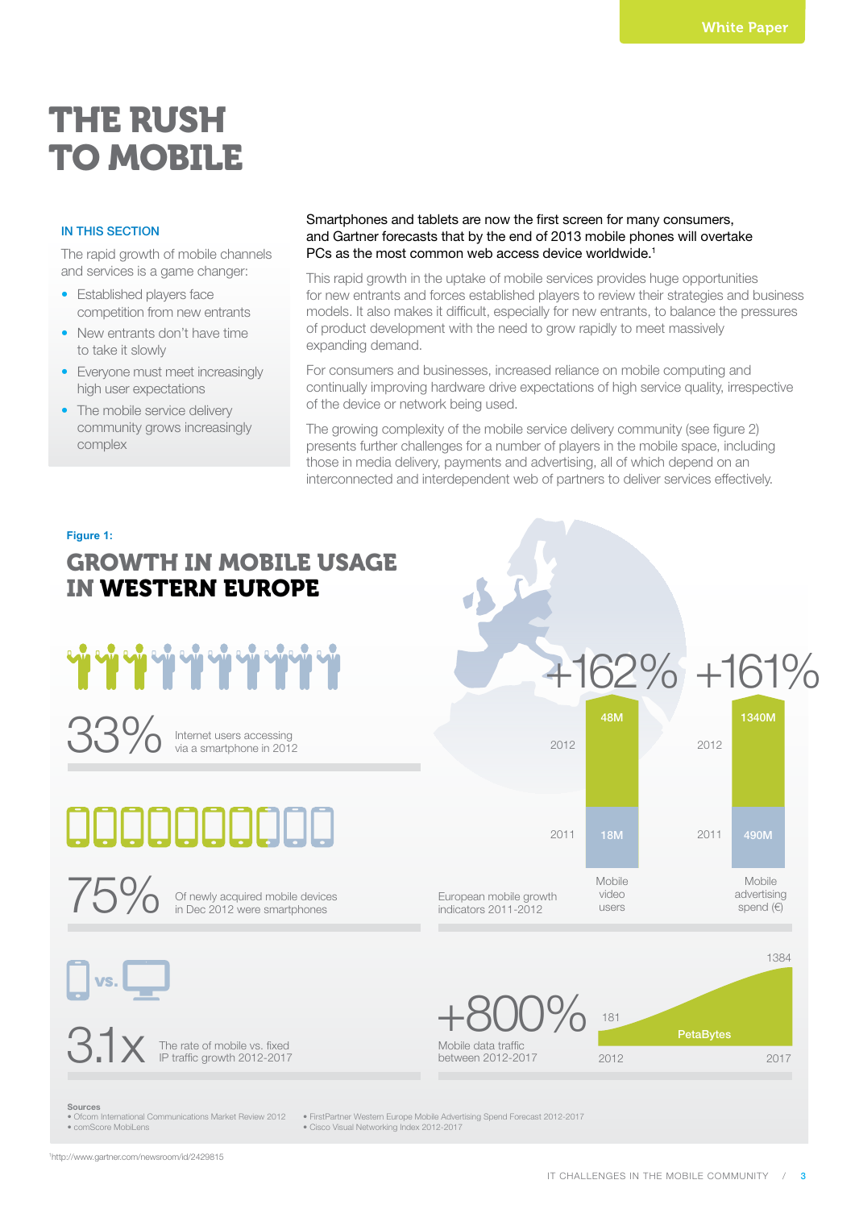# THE RUSH TO MOBILE

**IN THIS SECTION**

The rapid growth of mobile channels and services is a game changer:

- Established players face competition from new entrants
- New entrants don't have time to take it slowly
- Everyone must meet increasingly high user expectations
- The mobile service delivery community grows increasingly complex

Smartphones and tablets are now the first screen for many consumers, and Gartner forecasts that by the end of 2013 mobile phones will overtake PCs as the most common web access device worldwide.[1]

This rapid growth in the uptake of mobile services provides huge opportunities for new entrants and forces established players to review their strategies and business models. It also makes it difficult, especially for new entrants, to balance the pressures of product development with the need to grow rapidly to meet massively expanding demand.

For consumers and businesses, increased reliance on mobile computing and continually improving hardware drive expectations of high service quality, irrespective of the device or network being used.

The growing complexity of the mobile service delivery community (see figure 2) presents further challenges for a number of players in the mobile space, including those in media delivery, payments and advertising, all of which depend on an interconnected and interdependent web of partners to deliver services effectively.

**Figure 1:**

## GROWTH IN MOBILE USAGE IN WESTERN EUROPE

**33%** Internet users accessing via a smartphone in 2012

**75%** Of newly acquired mobile devices in Dec 2012 were smartphones

**3.1x** The rate of mobile vs. fixed IP traffic growth 2012-2017

European mobile growth indicators 2011-2012

| | Mobile video users | Mobile advertising spend (€) |
|---|---|---|
| Growth | +162% | +161% |
| 2012 | 48M | 1340M |
| 2011 | 18M | 490M |

**+800%** Mobile data traffic between 2012-2017

| Year | PetaBytes |
|---|---|
| 2012 | 181 |
| 2017 | 1384 |

**Sources**

- Ofcom International Communications Market Review 2012
- comScore MobiLens
- FirstPartner Western Europe Mobile Advertising Spend Forecast 2012-2017
- Cisco Visual Networking Index 2012-2017

[1] http://www.gartner.com/newsroom/id/2429815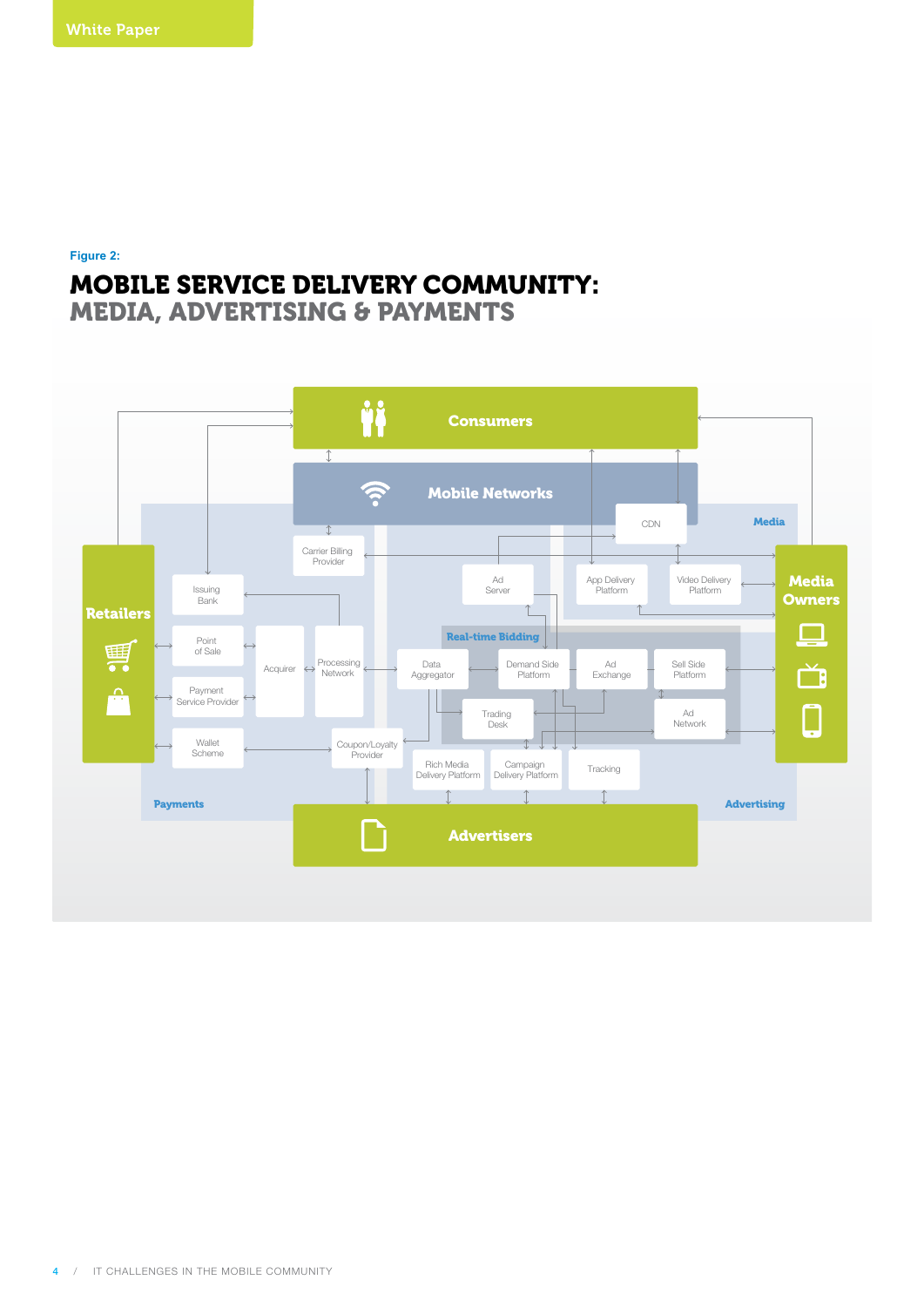Figure 2:

## MOBILE SERVICE DELIVERY COMMUNITY: MEDIA, ADVERTISING & PAYMENTS

Consumers

Mobile Networks

CDN

Media

Carrier Billing Provider

Retailers

Issuing Bank

Ad Server

App Delivery Platform

Video Delivery Platform

Media Owners

Real-time Bidding

Point of Sale

Acquirer

Processing Network

Data Aggregator

Demand Side Platform

Ad Exchange

Sell Side Platform

Payment Service Provider

Trading Desk

Ad Network

Wallet Scheme

Coupon/Loyalty Provider

Rich Media Delivery Platform

Campaign Delivery Platform

Tracking

Payments

Advertising

Advertisers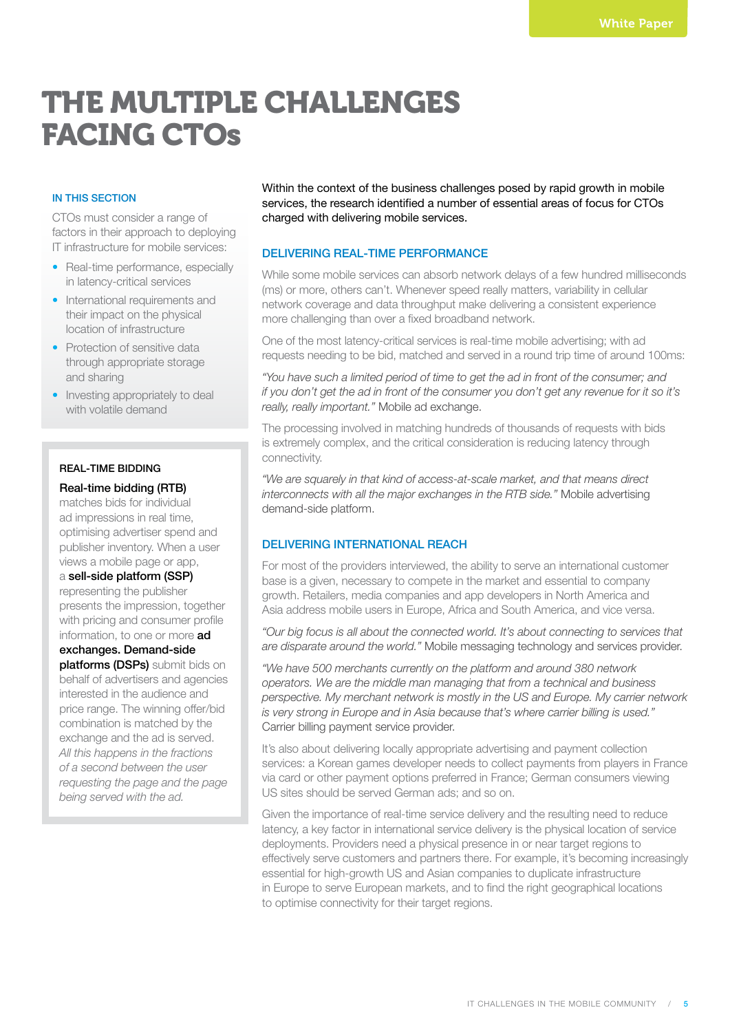# THE MULTIPLE CHALLENGES FACING CTOs

**IN THIS SECTION**

CTOs must consider a range of factors in their approach to deploying IT infrastructure for mobile services:

- Real-time performance, especially in latency-critical services
- International requirements and their impact on the physical location of infrastructure
- Protection of sensitive data through appropriate storage and sharing
- Investing appropriately to deal with volatile demand

**REAL-TIME BIDDING**

**Real-time bidding (RTB)** matches bids for individual ad impressions in real time, optimising advertiser spend and publisher inventory. When a user views a mobile page or app, a **sell-side platform (SSP)** representing the publisher presents the impression, together with pricing and consumer profile information, to one or more **ad exchanges. Demand-side platforms (DSPs)** submit bids on behalf of advertisers and agencies interested in the audience and price range. The winning offer/bid combination is matched by the exchange and the ad is served. *All this happens in the fractions of a second between the user requesting the page and the page being served with the ad.*

Within the context of the business challenges posed by rapid growth in mobile services, the research identified a number of essential areas of focus for CTOs charged with delivering mobile services.

## DELIVERING REAL-TIME PERFORMANCE

While some mobile services can absorb network delays of a few hundred milliseconds (ms) or more, others can't. Whenever speed really matters, variability in cellular network coverage and data throughput make delivering a consistent experience more challenging than over a fixed broadband network.

One of the most latency-critical services is real-time mobile advertising; with ad requests needing to be bid, matched and served in a round trip time of around 100ms:

*"You have such a limited period of time to get the ad in front of the consumer; and if you don't get the ad in front of the consumer you don't get any revenue for it so it's really, really important."* Mobile ad exchange.

The processing involved in matching hundreds of thousands of requests with bids is extremely complex, and the critical consideration is reducing latency through connectivity.

*"We are squarely in that kind of access-at-scale market, and that means direct interconnects with all the major exchanges in the RTB side."* Mobile advertising demand-side platform.

## DELIVERING INTERNATIONAL REACH

For most of the providers interviewed, the ability to serve an international customer base is a given, necessary to compete in the market and essential to company growth. Retailers, media companies and app developers in North America and Asia address mobile users in Europe, Africa and South America, and vice versa.

*"Our big focus is all about the connected world. It's about connecting to services that are disparate around the world."* Mobile messaging technology and services provider.

*"We have 500 merchants currently on the platform and around 380 network operators. We are the middle man managing that from a technical and business perspective. My merchant network is mostly in the US and Europe. My carrier network is very strong in Europe and in Asia because that's where carrier billing is used."* Carrier billing payment service provider.

It's also about delivering locally appropriate advertising and payment collection services: a Korean games developer needs to collect payments from players in France via card or other payment options preferred in France; German consumers viewing US sites should be served German ads; and so on.

Given the importance of real-time service delivery and the resulting need to reduce latency, a key factor in international service delivery is the physical location of service deployments. Providers need a physical presence in or near target regions to effectively serve customers and partners there. For example, it's becoming increasingly essential for high-growth US and Asian companies to duplicate infrastructure in Europe to serve European markets, and to find the right geographical locations to optimise connectivity for their target regions.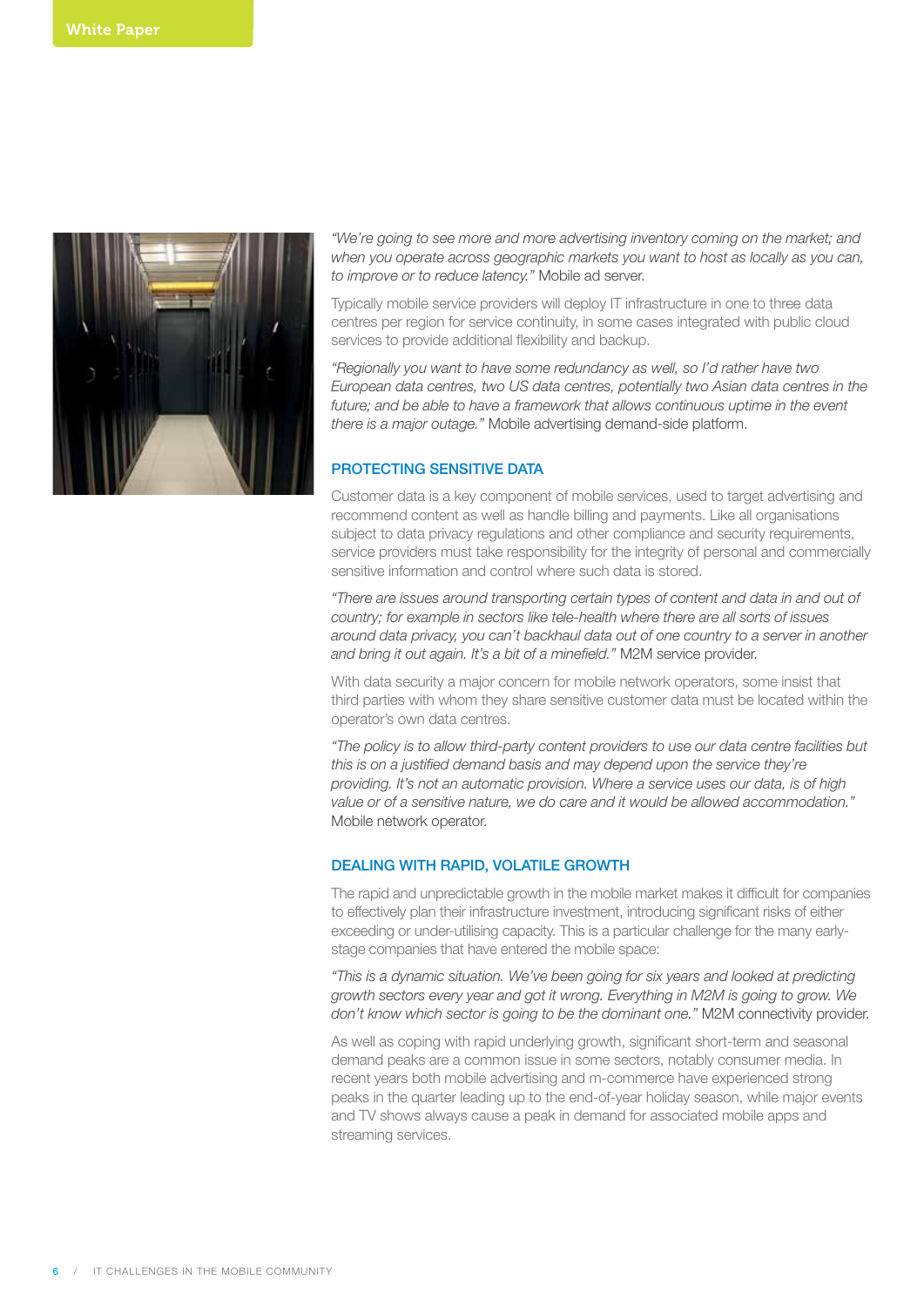*"We're going to see more and more advertising inventory coming on the market; and when you operate across geographic markets you want to host as locally as you can, to improve or to reduce latency."* Mobile ad server.

Typically mobile service providers will deploy IT infrastructure in one to three data centres per region for service continuity, in some cases integrated with public cloud services to provide additional flexibility and backup.

*"Regionally you want to have some redundancy as well, so I'd rather have two European data centres, two US data centres, potentially two Asian data centres in the future; and be able to have a framework that allows continuous uptime in the event there is a major outage."* Mobile advertising demand-side platform.

## PROTECTING SENSITIVE DATA

Customer data is a key component of mobile services, used to target advertising and recommend content as well as handle billing and payments. Like all organisations subject to data privacy regulations and other compliance and security requirements, service providers must take responsibility for the integrity of personal and commercially sensitive information and control where such data is stored.

*"There are issues around transporting certain types of content and data in and out of country; for example in sectors like tele-health where there are all sorts of issues around data privacy, you can't backhaul data out of one country to a server in another and bring it out again. It's a bit of a minefield."* M2M service provider.

With data security a major concern for mobile network operators, some insist that third parties with whom they share sensitive customer data must be located within the operator's own data centres.

*"The policy is to allow third-party content providers to use our data centre facilities but this is on a justified demand basis and may depend upon the service they're providing. It's not an automatic provision. Where a service uses our data, is of high value or of a sensitive nature, we do care and it would be allowed accommodation."* Mobile network operator.

## DEALING WITH RAPID, VOLATILE GROWTH

The rapid and unpredictable growth in the mobile market makes it difficult for companies to effectively plan their infrastructure investment, introducing significant risks of either exceeding or under-utilising capacity. This is a particular challenge for the many early-stage companies that have entered the mobile space:

*"This is a dynamic situation. We've been going for six years and looked at predicting growth sectors every year and got it wrong. Everything in M2M is going to grow. We don't know which sector is going to be the dominant one."* M2M connectivity provider.

As well as coping with rapid underlying growth, significant short-term and seasonal demand peaks are a common issue in some sectors, notably consumer media. In recent years both mobile advertising and m-commerce have experienced strong peaks in the quarter leading up to the end-of-year holiday season, while major events and TV shows always cause a peak in demand for associated mobile apps and streaming services.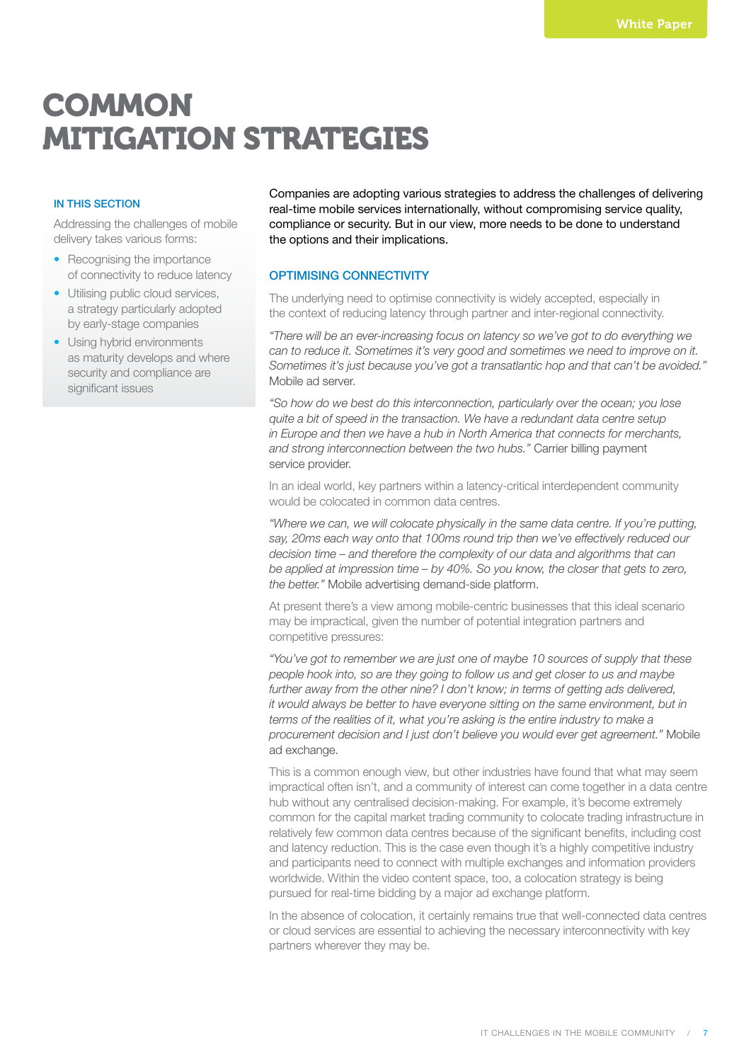# COMMON MITIGATION STRATEGIES

### IN THIS SECTION

Addressing the challenges of mobile delivery takes various forms:

- Recognising the importance of connectivity to reduce latency
- Utilising public cloud services, a strategy particularly adopted by early-stage companies
- Using hybrid environments as maturity develops and where security and compliance are significant issues

Companies are adopting various strategies to address the challenges of delivering real-time mobile services internationally, without compromising service quality, compliance or security. But in our view, more needs to be done to understand the options and their implications.

## OPTIMISING CONNECTIVITY

The underlying need to optimise connectivity is widely accepted, especially in the context of reducing latency through partner and inter-regional connectivity.

*"There will be an ever-increasing focus on latency so we've got to do everything we can to reduce it. Sometimes it's very good and sometimes we need to improve on it. Sometimes it's just because you've got a transatlantic hop and that can't be avoided."* Mobile ad server.

*"So how do we best do this interconnection, particularly over the ocean; you lose quite a bit of speed in the transaction. We have a redundant data centre setup in Europe and then we have a hub in North America that connects for merchants, and strong interconnection between the two hubs."* Carrier billing payment service provider.

In an ideal world, key partners within a latency-critical interdependent community would be colocated in common data centres.

*"Where we can, we will colocate physically in the same data centre. If you're putting, say, 20ms each way onto that 100ms round trip then we've effectively reduced our decision time – and therefore the complexity of our data and algorithms that can be applied at impression time – by 40%. So you know, the closer that gets to zero, the better."* Mobile advertising demand-side platform.

At present there's a view among mobile-centric businesses that this ideal scenario may be impractical, given the number of potential integration partners and competitive pressures:

*"You've got to remember we are just one of maybe 10 sources of supply that these people hook into, so are they going to follow us and get closer to us and maybe further away from the other nine? I don't know; in terms of getting ads delivered, it would always be better to have everyone sitting on the same environment, but in terms of the realities of it, what you're asking is the entire industry to make a procurement decision and I just don't believe you would ever get agreement."* Mobile ad exchange.

This is a common enough view, but other industries have found that what may seem impractical often isn't, and a community of interest can come together in a data centre hub without any centralised decision-making. For example, it's become extremely common for the capital market trading community to colocate trading infrastructure in relatively few common data centres because of the significant benefits, including cost and latency reduction. This is the case even though it's a highly competitive industry and participants need to connect with multiple exchanges and information providers worldwide. Within the video content space, too, a colocation strategy is being pursued for real-time bidding by a major ad exchange platform.

In the absence of colocation, it certainly remains true that well-connected data centres or cloud services are essential to achieving the necessary interconnectivity with key partners wherever they may be.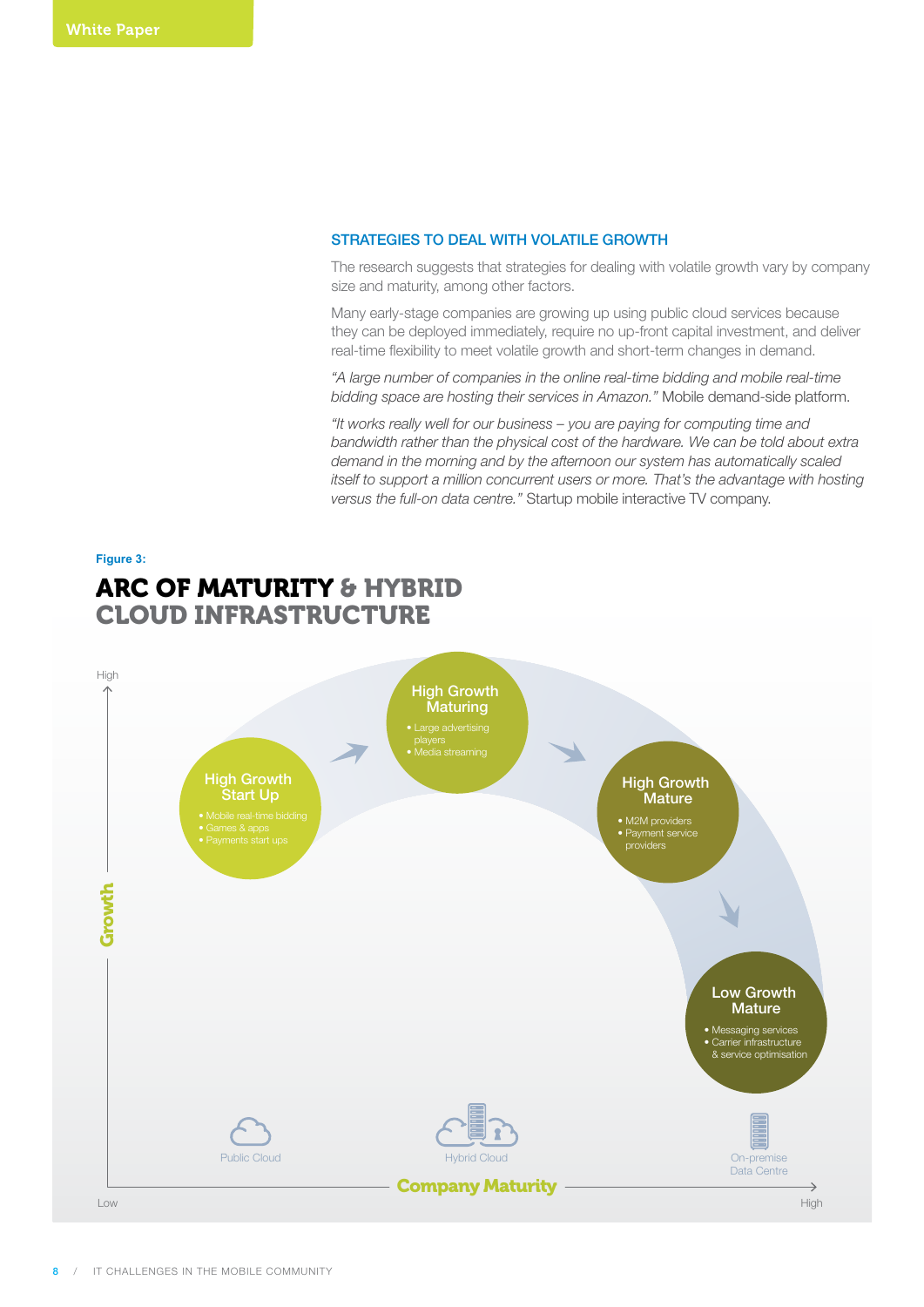## STRATEGIES TO DEAL WITH VOLATILE GROWTH

The research suggests that strategies for dealing with volatile growth vary by company size and maturity, among other factors.

Many early-stage companies are growing up using public cloud services because they can be deployed immediately, require no up-front capital investment, and deliver real-time flexibility to meet volatile growth and short-term changes in demand.

*"A large number of companies in the online real-time bidding and mobile real-time bidding space are hosting their services in Amazon."* Mobile demand-side platform.

*"It works really well for our business – you are paying for computing time and bandwidth rather than the physical cost of the hardware. We can be told about extra demand in the morning and by the afternoon our system has automatically scaled itself to support a million concurrent users or more. That's the advantage with hosting versus the full-on data centre."* Startup mobile interactive TV company.

**Figure 3:**

## ARC OF MATURITY & HYBRID CLOUD INFRASTRUCTURE

Growth (Low – High)

**High Growth Start Up**
- Mobile real-time bidding
- Games & apps
- Payments start ups

**High Growth Maturing**
- Large advertising players
- Media streaming

**High Growth Mature**
- M2M providers
- Payment service providers

**Low Growth Mature**
- Messaging services
- Carrier infrastructure & service optimisation

Public Cloud — Hybrid Cloud — On-premise Data Centre

Company Maturity (Low – High)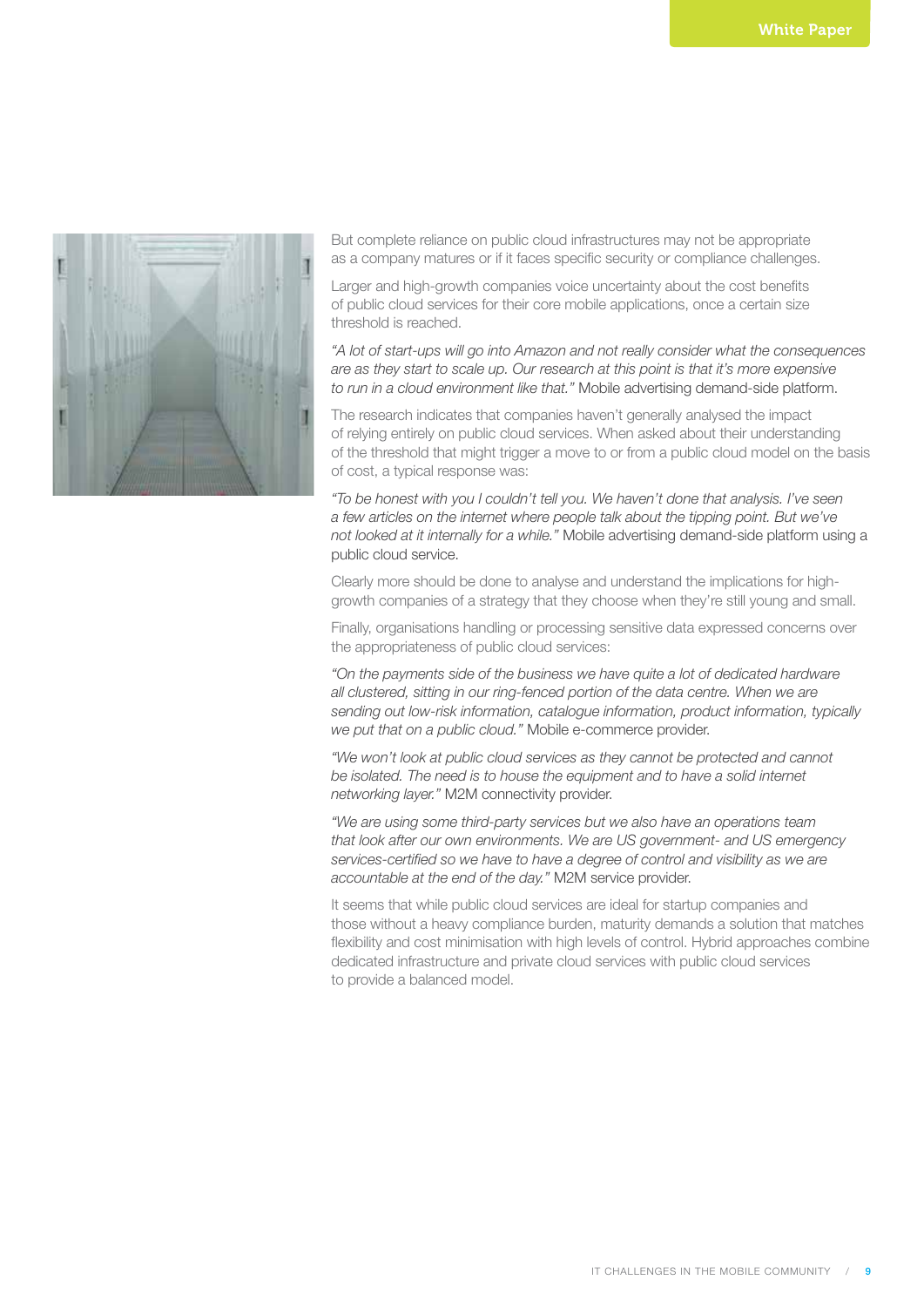But complete reliance on public cloud infrastructures may not be appropriate as a company matures or if it faces specific security or compliance challenges.

Larger and high-growth companies voice uncertainty about the cost benefits of public cloud services for their core mobile applications, once a certain size threshold is reached.

*"A lot of start-ups will go into Amazon and not really consider what the consequences are as they start to scale up. Our research at this point is that it's more expensive to run in a cloud environment like that."* Mobile advertising demand-side platform.

The research indicates that companies haven't generally analysed the impact of relying entirely on public cloud services. When asked about their understanding of the threshold that might trigger a move to or from a public cloud model on the basis of cost, a typical response was:

*"To be honest with you I couldn't tell you. We haven't done that analysis. I've seen a few articles on the internet where people talk about the tipping point. But we've not looked at it internally for a while."* Mobile advertising demand-side platform using a public cloud service.

Clearly more should be done to analyse and understand the implications for high-growth companies of a strategy that they choose when they're still young and small.

Finally, organisations handling or processing sensitive data expressed concerns over the appropriateness of public cloud services:

*"On the payments side of the business we have quite a lot of dedicated hardware all clustered, sitting in our ring-fenced portion of the data centre. When we are sending out low-risk information, catalogue information, product information, typically we put that on a public cloud."* Mobile e-commerce provider.

*"We won't look at public cloud services as they cannot be protected and cannot be isolated. The need is to house the equipment and to have a solid internet networking layer."* M2M connectivity provider.

*"We are using some third-party services but we also have an operations team that look after our own environments. We are US government- and US emergency services-certified so we have to have a degree of control and visibility as we are accountable at the end of the day."* M2M service provider.

It seems that while public cloud services are ideal for startup companies and those without a heavy compliance burden, maturity demands a solution that matches flexibility and cost minimisation with high levels of control. Hybrid approaches combine dedicated infrastructure and private cloud services with public cloud services to provide a balanced model.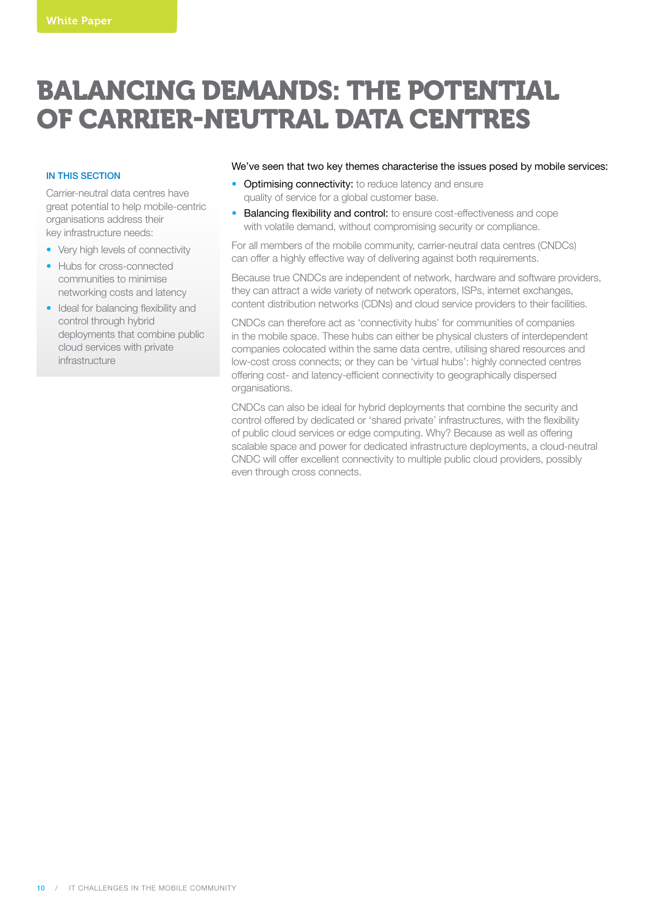# BALANCING DEMANDS: THE POTENTIAL OF CARRIER-NEUTRAL DATA CENTRES

**IN THIS SECTION**

Carrier-neutral data centres have great potential to help mobile-centric organisations address their key infrastructure needs:

- Very high levels of connectivity
- Hubs for cross-connected communities to minimise networking costs and latency
- Ideal for balancing flexibility and control through hybrid deployments that combine public cloud services with private infrastructure

We've seen that two key themes characterise the issues posed by mobile services:

- Optimising connectivity: to reduce latency and ensure quality of service for a global customer base.
- Balancing flexibility and control: to ensure cost-effectiveness and cope with volatile demand, without compromising security or compliance.

For all members of the mobile community, carrier-neutral data centres (CNDCs) can offer a highly effective way of delivering against both requirements.

Because true CNDCs are independent of network, hardware and software providers, they can attract a wide variety of network operators, ISPs, internet exchanges, content distribution networks (CDNs) and cloud service providers to their facilities.

CNDCs can therefore act as 'connectivity hubs' for communities of companies in the mobile space. These hubs can either be physical clusters of interdependent companies colocated within the same data centre, utilising shared resources and low-cost cross connects; or they can be 'virtual hubs': highly connected centres offering cost- and latency-efficient connectivity to geographically dispersed organisations.

CNDCs can also be ideal for hybrid deployments that combine the security and control offered by dedicated or 'shared private' infrastructures, with the flexibility of public cloud services or edge computing. Why? Because as well as offering scalable space and power for dedicated infrastructure deployments, a cloud-neutral CNDC will offer excellent connectivity to multiple public cloud providers, possibly even through cross connects.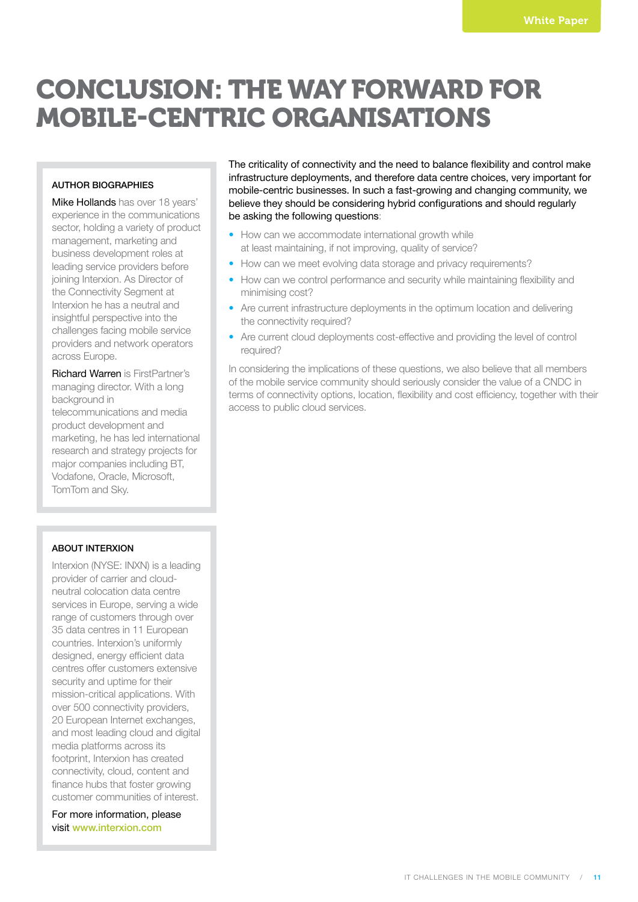# CONCLUSION: THE WAY FORWARD FOR MOBILE-CENTRIC ORGANISATIONS

The criticality of connectivity and the need to balance flexibility and control make infrastructure deployments, and therefore data centre choices, very important for mobile-centric businesses. In such a fast-growing and changing community, we believe they should be considering hybrid configurations and should regularly be asking the following questions:

- How can we accommodate international growth while at least maintaining, if not improving, quality of service?
- How can we meet evolving data storage and privacy requirements?
- How can we control performance and security while maintaining flexibility and minimising cost?
- Are current infrastructure deployments in the optimum location and delivering the connectivity required?
- Are current cloud deployments cost-effective and providing the level of control required?

In considering the implications of these questions, we also believe that all members of the mobile service community should seriously consider the value of a CNDC in terms of connectivity options, location, flexibility and cost efficiency, together with their access to public cloud services.

### AUTHOR BIOGRAPHIES

Mike Hollands has over 18 years' experience in the communications sector, holding a variety of product management, marketing and business development roles at leading service providers before joining Interxion. As Director of the Connectivity Segment at Interxion he has a neutral and insightful perspective into the challenges facing mobile service providers and network operators across Europe.

Richard Warren is FirstPartner's managing director. With a long background in telecommunications and media product development and marketing, he has led international research and strategy projects for major companies including BT, Vodafone, Oracle, Microsoft, TomTom and Sky.

### ABOUT INTERXION

Interxion (NYSE: INXN) is a leading provider of carrier and cloud-neutral colocation data centre services in Europe, serving a wide range of customers through over 35 data centres in 11 European countries. Interxion's uniformly designed, energy efficient data centres offer customers extensive security and uptime for their mission-critical applications. With over 500 connectivity providers, 20 European Internet exchanges, and most leading cloud and digital media platforms across its footprint, Interxion has created connectivity, cloud, content and finance hubs that foster growing customer communities of interest.

For more information, please visit www.interxion.com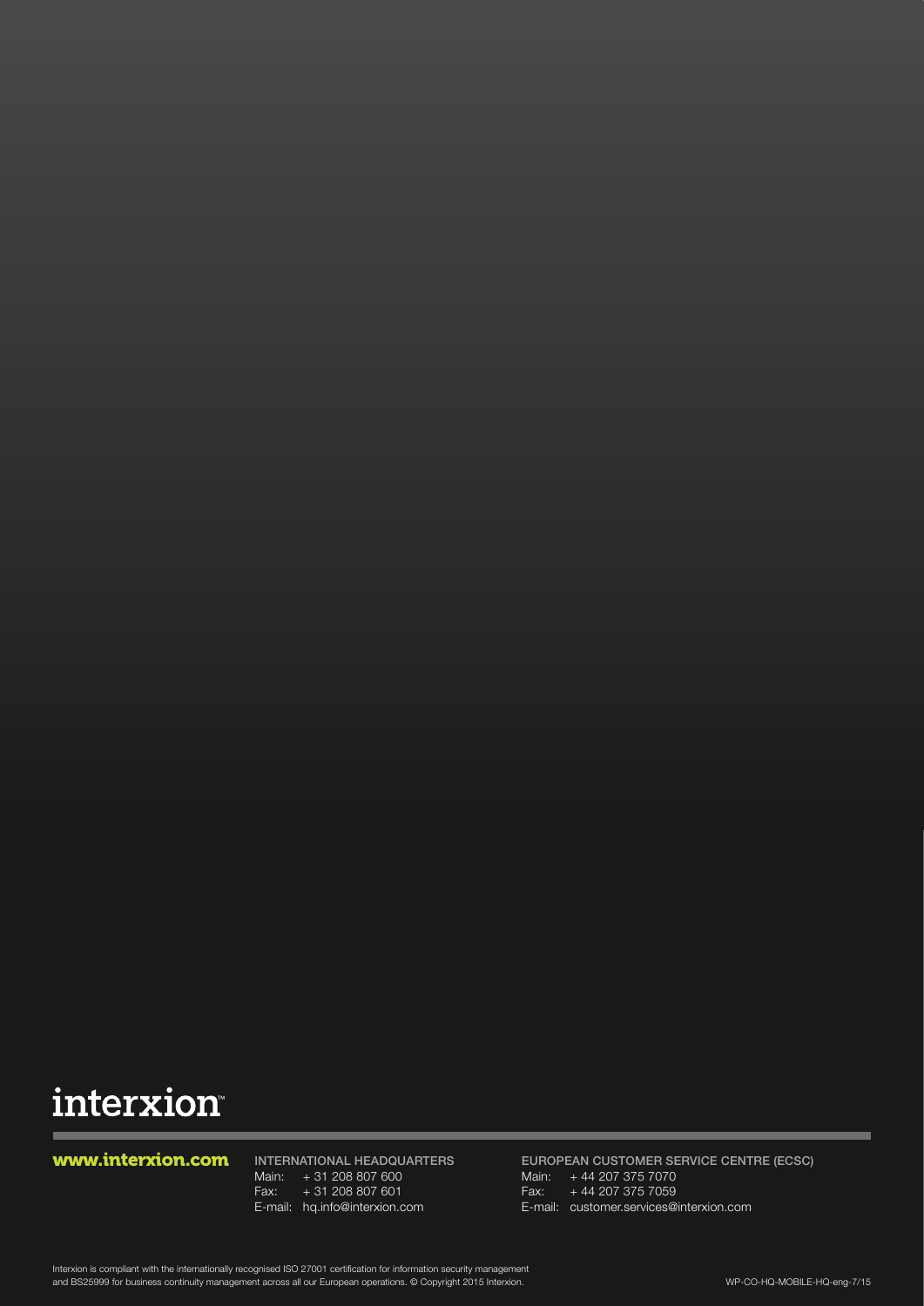interxion™

**www.interxion.com**

**INTERNATIONAL HEADQUARTERS**
Main: + 31 208 807 600
Fax: + 31 208 807 601
E-mail: hq.info@interxion.com

**EUROPEAN CUSTOMER SERVICE CENTRE (ECSC)**
Main: + 44 207 375 7070
Fax: + 44 207 375 7059
E-mail: customer.services@interxion.com

Interxion is compliant with the internationally recognised ISO 27001 certification for information security management and BS25999 for business continuity management across all our European operations. © Copyright 2015 Interxion.

WP-CO-HQ-MOBILE-HQ-eng-7/15